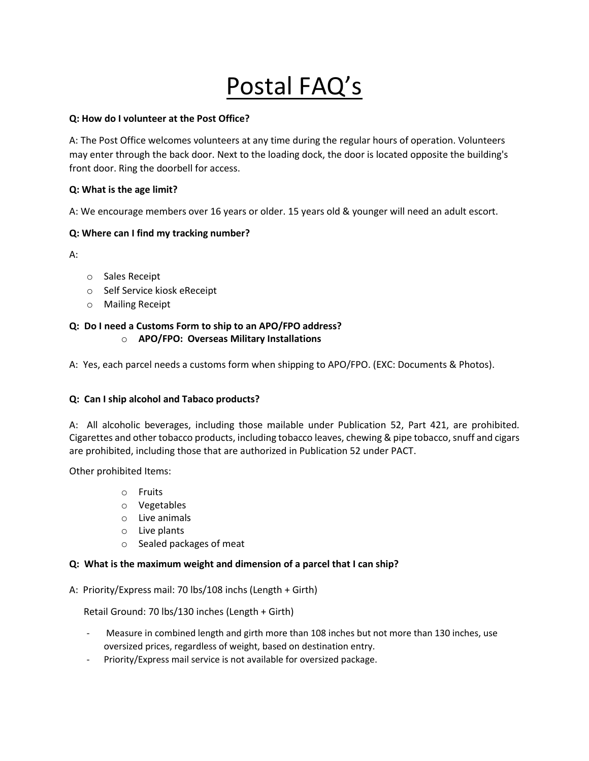# Postal FAQ's

**Q: How do I volunteer at the Post Office?**

A: The Post Office welcomes volunteers at any time during the regular hours of operation. Volunteers may enter through the back door. Next to the loading dock, the door is located opposite the building's front door. Ring the doorbell for access.

**Q: What is the age limit?**

A: We encourage members over 16 years or older. 15 years old & younger will need an adult escort.

**Q: Where can I find my tracking number?**

A:

- Sales Receipt
- Self Service kiosk eReceipt
- Mailing Receipt

**Q: Do I need a Customs Form to ship to an APO/FPO address?**

- **APO/FPO: Overseas Military Installations**

A: Yes, each parcel needs a customs form when shipping to APO/FPO. (EXC: Documents & Photos).

**Q: Can I ship alcohol and Tabaco products?**

A: All alcoholic beverages, including those mailable under Publication 52, Part 421, are prohibited. Cigarettes and other tobacco products, including tobacco leaves, chewing & pipe tobacco, snuff and cigars are prohibited, including those that are authorized in Publication 52 under PACT.

Other prohibited Items:

- Fruits
- Vegetables
- Live animals
- Live plants
- Sealed packages of meat

**Q: What is the maximum weight and dimension of a parcel that I can ship?**

A: Priority/Express mail: 70 lbs/108 inchs (Length + Girth)

Retail Ground: 70 lbs/130 inches (Length + Girth)

- Measure in combined length and girth more than 108 inches but not more than 130 inches, use oversized prices, regardless of weight, based on destination entry.
- Priority/Express mail service is not available for oversized package.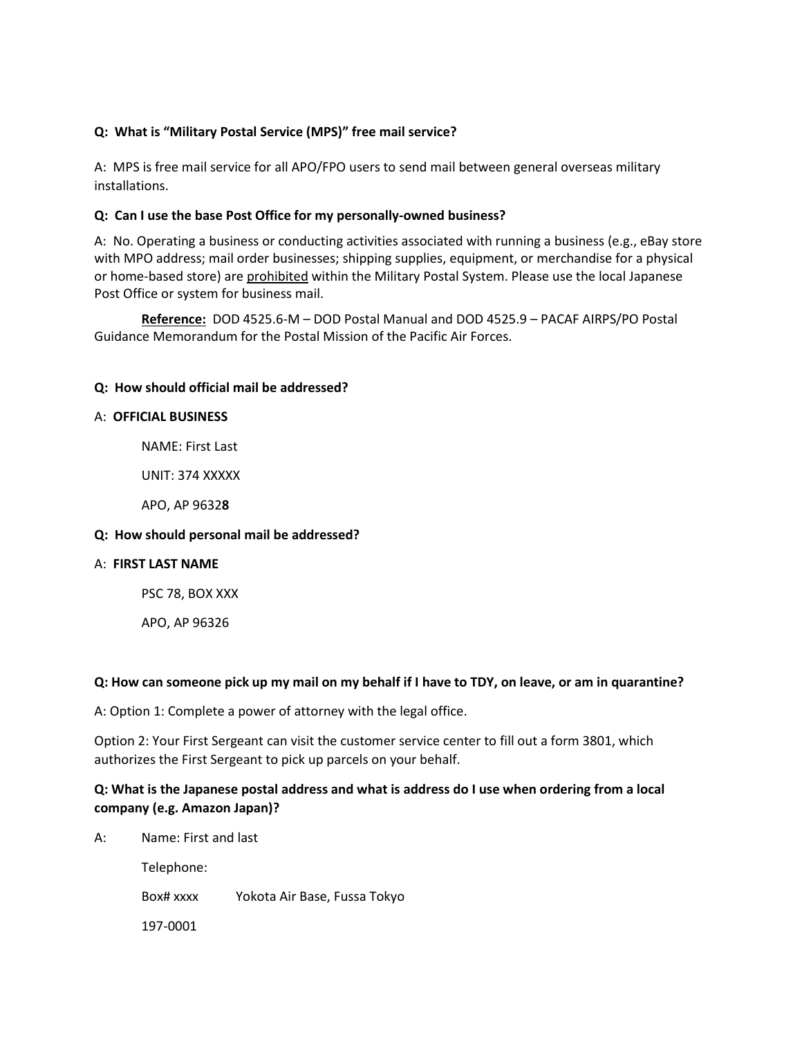**Q: What is “Military Postal Service (MPS)” free mail service?**

A: MPS is free mail service for all APO/FPO users to send mail between general overseas military installations.

**Q: Can I use the base Post Office for my personally-owned business?**

A: No. Operating a business or conducting activities associated with running a business (e.g., eBay store with MPO address; mail order businesses; shipping supplies, equipment, or merchandise for a physical or home-based store) are <u>prohibited</u> within the Military Postal System. Please use the local Japanese Post Office or system for business mail.

**<u>Reference:</u>** DOD 4525.6-M – DOD Postal Manual and DOD 4525.9 – PACAF AIRPS/PO Postal Guidance Memorandum for the Postal Mission of the Pacific Air Forces.

**Q: How should official mail be addressed?**

A: **OFFICIAL BUSINESS**

NAME: First Last

UNIT: 374 XXXXX

APO, AP 9632**8**

**Q: How should personal mail be addressed?**

A: **FIRST LAST NAME**

PSC 78, BOX XXX

APO, AP 96326

**Q: How can someone pick up my mail on my behalf if I have to TDY, on leave, or am in quarantine?**

A: Option 1: Complete a power of attorney with the legal office.

Option 2: Your First Sergeant can visit the customer service center to fill out a form 3801, which authorizes the First Sergeant to pick up parcels on your behalf.

**Q: What is the Japanese postal address and what is address do I use when ordering from a local company (e.g. Amazon Japan)?**

A: Name: First and last

Telephone:

Box# xxxx Yokota Air Base, Fussa Tokyo

197-0001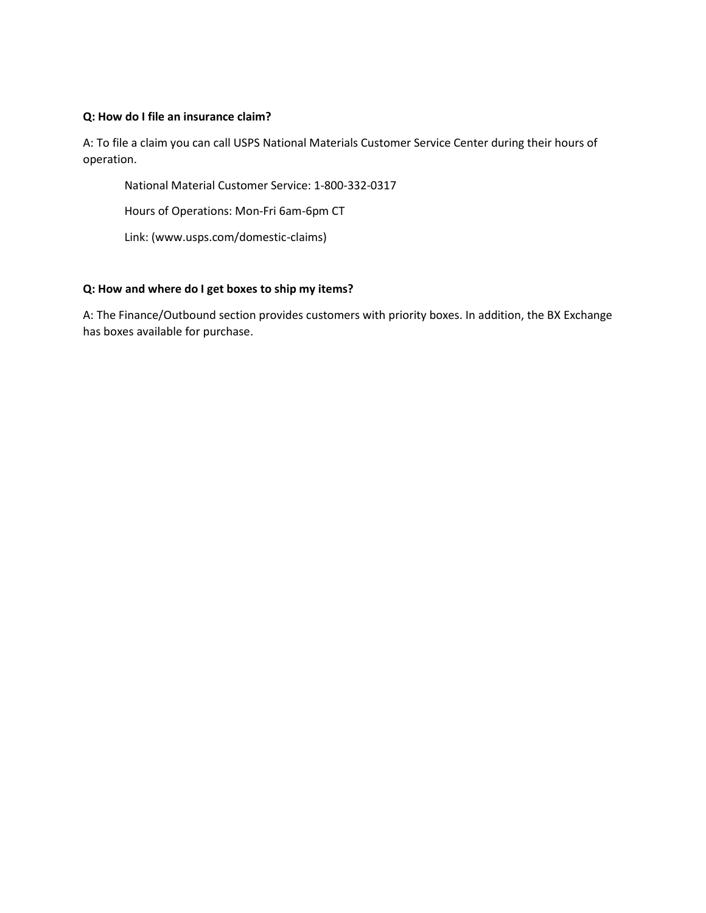**Q: How do I file an insurance claim?**

A: To file a claim you can call USPS National Materials Customer Service Center during their hours of operation.

> National Material Customer Service: 1-800-332-0317
>
> Hours of Operations: Mon-Fri 6am-6pm CT
>
> Link: (www.usps.com/domestic-claims)

**Q: How and where do I get boxes to ship my items?**

A: The Finance/Outbound section provides customers with priority boxes. In addition, the BX Exchange has boxes available for purchase.